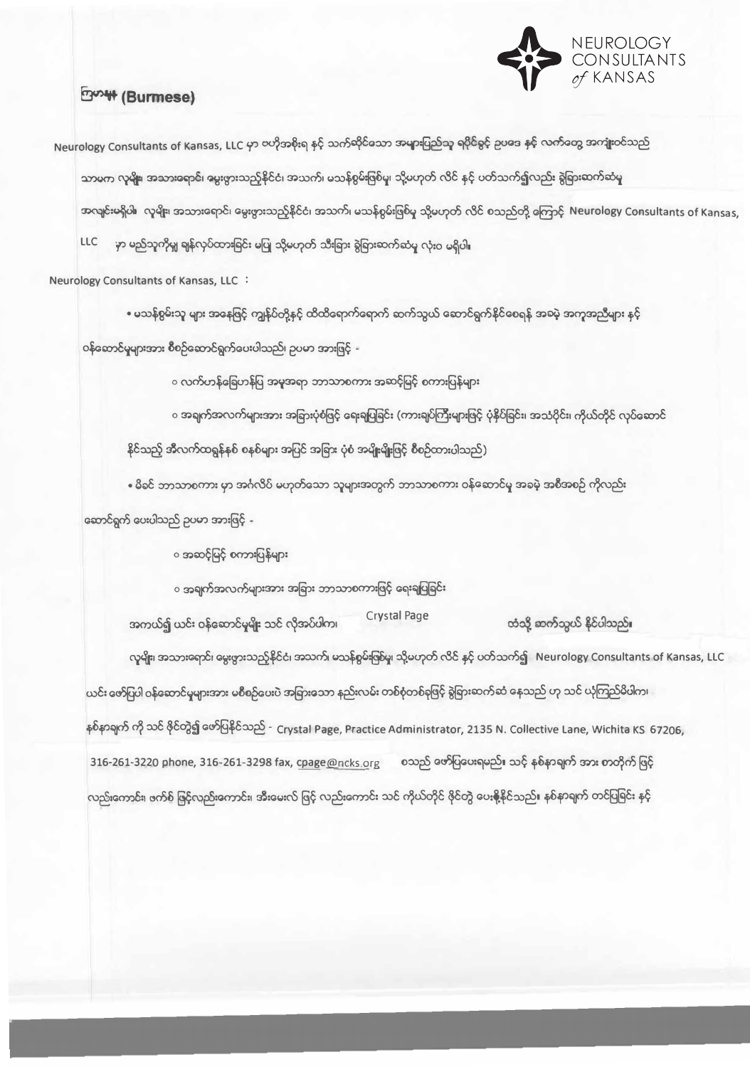NEUROLOGY CONSULTANTS *of* KANSAS

## ကြမာမ္မ (Burmese)

Neurology Consultants of Kansas, LLC မှာ ဗဟိုအစိုးရ နှင့် သက်ဆိုင်သော အများပြည်သူ ရပိုင်ခွင့် ဥပဒေ နှင့် လက်တွေ့ အကျုံးဝင်သည် သာမက လူမျိုး၊ အသားရောင်၊ မွေးဖွားသည့်နိုင်ငံ၊ အသက်၊ မသန်စွမ်းဖြစ်မှု၊ သို့မဟုတ် လိင် နှင့် ပတ်သက်၍လည်း ခွဲခြားဆက်ဆံမှု အလျှင်းမရှိပါ။ လူမျိုး၊ အသားရောင်၊ မွေးဖွားသည့်နိုင်ငံ၊ အသက်၊ မသန်စွမ်းဖြစ်မှု သို့မဟုတ် လိင် စသည်တို့ ကြောင့် Neurology Consultants of Kansas, LLC မှာ မည်သူကိုမျှ ချန်လှပ်ထားခြင်း မပြု သို့မဟုတ် သီးခြား ခွဲခြားဆက်ဆံမှု လုံးဝ မရှိပါ။

Neurology Consultants of Kansas, LLC :

- မသန်စွမ်းသူ များ အနေဖြင့် ကျွန်ုပ်တို့နှင့် ထိထိရောက်ရောက် ဆက်သွယ် ဆောင်ရွက်နိုင်စေရန် အခမဲ့ အကူအညီများ နှင့် ဝန်ဆောင်မှုများအား စီစဉ်ဆောင်ရွက်ပေးပါသည်၊ ဥပမာ အားဖြင့် -
  - လက်ဟန်ခြေဟန်ပြ အမှုအရာ ဘာသာစကား အဆင့်မြင့် စကားပြန်များ
  - အချက်အလက်များအား အခြားပုံစံဖြင့် ရေးချပြခြင်း (ကားချပ်ကြီးများဖြင့် ပုံနှိပ်ခြင်း၊ အသံဖိုင်း၊ ကိုယ်တိုင် လုပ်ဆောင်နိုင်သည့် အီလက်ထရွန်နစ် စနစ်များ အပြင် အခြား ပုံစံ အမျိုးမျိုးဖြင့် စီစဉ်ထားပါသည်)
- မိခင် ဘာသာစကား မှာ အင်္ဂလိပ် မဟုတ်သော သူများအတွက် ဘာသာစကား ဝန်ဆောင်မှု အခမဲ့ အစီအစဉ် ကိုလည်း ဆောင်ရွက် ပေးပါသည် ဥပမာ အားဖြင့် -
  - အဆင့်မြင့် စကားပြန်များ
  - အချက်အလက်များအား အခြား ဘာသာစကားဖြင့် ရေးချပြခြင်း

အကယ်၍ ယင်း ဝန်ဆောင်မှုမျိုး သင် လိုအပ်ပါက၊ Crystal Page ထံသို့ ဆက်သွယ် နိုင်ပါသည်။

လူမျိုး၊ အသားရောင်၊ မွေးဖွားသည့်နိုင်ငံ၊ အသက်၊ မသန်စွမ်းဖြစ်မှု၊ သို့မဟုတ် လိင် နှင့် ပတ်သက်၍ Neurology Consultants of Kansas, LLC ယင်း ဖော်ပြပါ ဝန်ဆောင်မှုများအား မစီစဉ်ပေးပဲ အခြားသော နည်းလမ်း တစ်စုံတစ်ရာဖြင့် ခွဲခြားဆက်ဆံ နေသည် ဟု သင် ယုံကြည်မိပါက၊ နစ်နာချက် ကို သင် ဖိုင်တွဲ၍ ဖော်ပြနိုင်သည် - Crystal Page, Practice Administrator, 2135 N. Collective Lane, Wichita KS 67206, 316-261-3220 phone, 316-261-3298 fax, cpage@ncks.org စသည် ဖော်ပြပေးရမည်။ သင် နစ်နာချက် အား စာတိုက် ဖြင့် လည်းကောင်း၊ ဖက်စ် ဖြင့်လည်းကောင်း၊ အီးမေးလ် ဖြင့် လည်းကောင်း သင် ကိုယ်တိုင် ဖိုင်တွဲ ပေးပို့နိုင်သည်။ နစ်နာချက် တင်ပြခြင်း နှင့်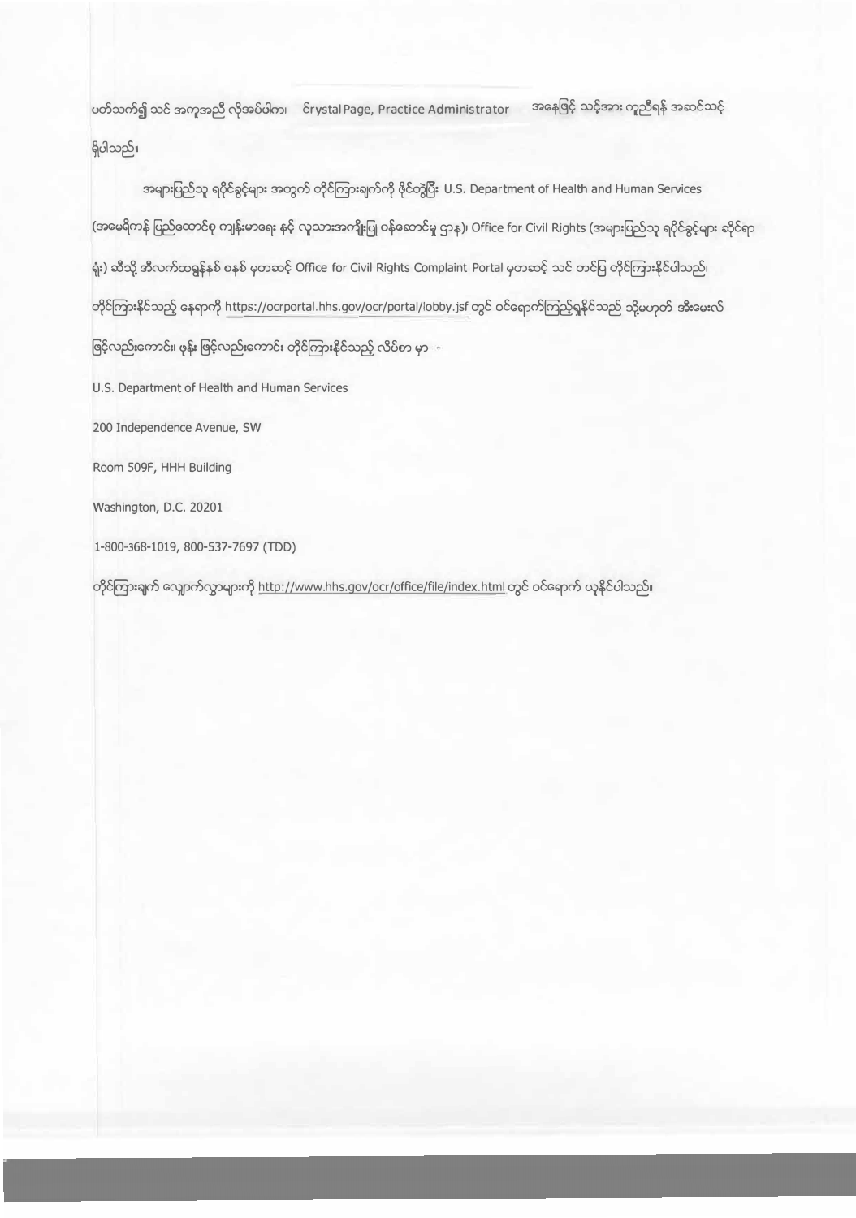ပတ်သက်၍ သင် အကူအညီ လိုအပ်ပါက၊ Crystal Page, Practice Administrator အနေဖြင့် သင့်အား ကူညီရန် အဆင်သင့် ရှိပါသည်၊

အများပြည်သူ ရပိုင်ခွင့်များ အတွက် တိုင်ကြားချက်ကို ဖိုင်တွဲပြီး U.S. Department of Health and Human Services (အမေရိကန် ပြည်ထောင်စု ကျန်းမာရေး နှင့် လူသားအကျိုးပြု ဝန်ဆောင်မှု ဌာန)၊ Office for Civil Rights (အများပြည်သူ ရပိုင်ခွင့်များ ဆိုင်ရာ ရုံး) ဆီသို့ အီလက်ထရွန်နစ် စနစ် မှတဆင့် Office for Civil Rights Complaint Portal မှတဆင့် သင် တင်ပြ တိုင်ကြားနိုင်ပါသည်၊ တိုင်ကြားနိုင်သည့် နေရာကို https://ocrportal.hhs.gov/ocr/portal/lobby.jsf တွင် ဝင်ရောက်ကြည့်ရှုနိုင်သည် သို့မဟုတ် အီးမေးလ် ဖြင့်လည်းကောင်း၊ ဖုန်း ဖြင့်လည်းကောင်း တိုင်ကြားနိုင်သည့် လိပ်စာ မှာ -

U.S. Department of Health and Human Services

200 Independence Avenue, SW

Room 509F, HHH Building

Washington, D.C. 20201

1-800-368-1019, 800-537-7697 (TDD)

တိုင်ကြားချက် လျှောက်လွှာများကို http://www.hhs.gov/ocr/office/file/index.html တွင် ဝင်ရောက် ယူနိုင်ပါသည်၊